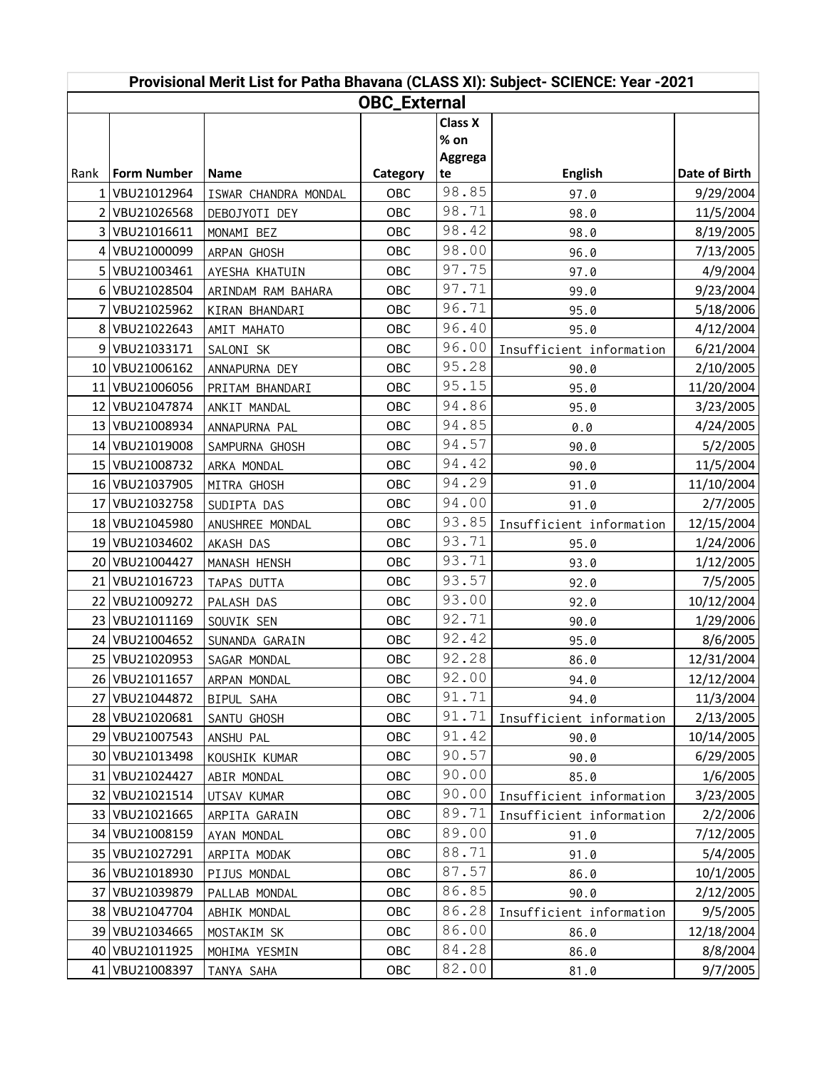## Provisional Merit List for Patha Bhavana (CLASS XI): Subject- SCIENCE: Year -2021

### OBC_External

| Rank | Form Number | Name | Category | Class X % on Aggregate | English | Date of Birth |
|---|---|---|---|---|---|---|
| 1 | VBU21012964 | ISWAR CHANDRA MONDAL | OBC | 98.85 | 97.0 | 9/29/2004 |
| 2 | VBU21026568 | DEBOJYOTI DEY | OBC | 98.71 | 98.0 | 11/5/2004 |
| 3 | VBU21016611 | MONAMI BEZ | OBC | 98.42 | 98.0 | 8/19/2005 |
| 4 | VBU21000099 | ARPAN GHOSH | OBC | 98.00 | 96.0 | 7/13/2005 |
| 5 | VBU21003461 | AYESHA KHATUIN | OBC | 97.75 | 97.0 | 4/9/2004 |
| 6 | VBU21028504 | ARINDAM RAM BAHARA | OBC | 97.71 | 99.0 | 9/23/2004 |
| 7 | VBU21025962 | KIRAN BHANDARI | OBC | 96.71 | 95.0 | 5/18/2006 |
| 8 | VBU21022643 | AMIT MAHATO | OBC | 96.40 | 95.0 | 4/12/2004 |
| 9 | VBU21033171 | SALONI SK | OBC | 96.00 | Insufficient information | 6/21/2004 |
| 10 | VBU21006162 | ANNAPURNA DEY | OBC | 95.28 | 90.0 | 2/10/2005 |
| 11 | VBU21006056 | PRITAM BHANDARI | OBC | 95.15 | 95.0 | 11/20/2004 |
| 12 | VBU21047874 | ANKIT MANDAL | OBC | 94.86 | 95.0 | 3/23/2005 |
| 13 | VBU21008934 | ANNAPURNA PAL | OBC | 94.85 | 0.0 | 4/24/2005 |
| 14 | VBU21019008 | SAMPURNA GHOSH | OBC | 94.57 | 90.0 | 5/2/2005 |
| 15 | VBU21008732 | ARKA MONDAL | OBC | 94.42 | 90.0 | 11/5/2004 |
| 16 | VBU21037905 | MITRA GHOSH | OBC | 94.29 | 91.0 | 11/10/2004 |
| 17 | VBU21032758 | SUDIPTA DAS | OBC | 94.00 | 91.0 | 2/7/2005 |
| 18 | VBU21045980 | ANUSHREE MONDAL | OBC | 93.85 | Insufficient information | 12/15/2004 |
| 19 | VBU21034602 | AKASH DAS | OBC | 93.71 | 95.0 | 1/24/2006 |
| 20 | VBU21004427 | MANASH HENSH | OBC | 93.71 | 93.0 | 1/12/2005 |
| 21 | VBU21016723 | TAPAS DUTTA | OBC | 93.57 | 92.0 | 7/5/2005 |
| 22 | VBU21009272 | PALASH DAS | OBC | 93.00 | 92.0 | 10/12/2004 |
| 23 | VBU21011169 | SOUVIK SEN | OBC | 92.71 | 90.0 | 1/29/2006 |
| 24 | VBU21004652 | SUNANDA GARAIN | OBC | 92.42 | 95.0 | 8/6/2005 |
| 25 | VBU21020953 | SAGAR MONDAL | OBC | 92.28 | 86.0 | 12/31/2004 |
| 26 | VBU21011657 | ARPAN MONDAL | OBC | 92.00 | 94.0 | 12/12/2004 |
| 27 | VBU21044872 | BIPUL SAHA | OBC | 91.71 | 94.0 | 11/3/2004 |
| 28 | VBU21020681 | SANTU GHOSH | OBC | 91.71 | Insufficient information | 2/13/2005 |
| 29 | VBU21007543 | ANSHU PAL | OBC | 91.42 | 90.0 | 10/14/2005 |
| 30 | VBU21013498 | KOUSHIK KUMAR | OBC | 90.57 | 90.0 | 6/29/2005 |
| 31 | VBU21024427 | ABIR MONDAL | OBC | 90.00 | 85.0 | 1/6/2005 |
| 32 | VBU21021514 | UTSAV KUMAR | OBC | 90.00 | Insufficient information | 3/23/2005 |
| 33 | VBU21021665 | ARPITA GARAIN | OBC | 89.71 | Insufficient information | 2/2/2006 |
| 34 | VBU21008159 | AYAN MONDAL | OBC | 89.00 | 91.0 | 7/12/2005 |
| 35 | VBU21027291 | ARPITA MODAK | OBC | 88.71 | 91.0 | 5/4/2005 |
| 36 | VBU21018930 | PIJUS MONDAL | OBC | 87.57 | 86.0 | 10/1/2005 |
| 37 | VBU21039879 | PALLAB MONDAL | OBC | 86.85 | 90.0 | 2/12/2005 |
| 38 | VBU21047704 | ABHIK MONDAL | OBC | 86.28 | Insufficient information | 9/5/2005 |
| 39 | VBU21034665 | MOSTAKIM SK | OBC | 86.00 | 86.0 | 12/18/2004 |
| 40 | VBU21011925 | MOHIMA YESMIN | OBC | 84.28 | 86.0 | 8/8/2004 |
| 41 | VBU21008397 | TANYA SAHA | OBC | 82.00 | 81.0 | 9/7/2005 |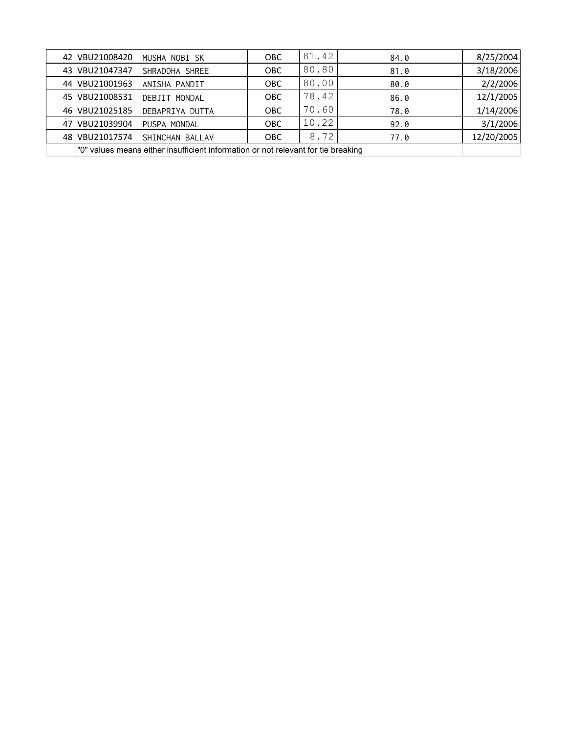| | | | | | | |
|---|---|---|---|---|---|---|
| 42 | VBU21008420 | MUSHA NOBI SK | OBC | 81.42 | 84.0 | 8/25/2004 |
| 43 | VBU21047347 | SHRADDHA SHREE | OBC | 80.80 | 81.0 | 3/18/2006 |
| 44 | VBU21001963 | ANISHA PANDIT | OBC | 80.00 | 80.0 | 2/2/2006 |
| 45 | VBU21008531 | DEBJIT MONDAL | OBC | 78.42 | 86.0 | 12/1/2005 |
| 46 | VBU21025185 | DEBAPRIYA DUTTA | OBC | 70.60 | 78.0 | 1/14/2006 |
| 47 | VBU21039904 | PUSPA MONDAL | OBC | 10.22 | 92.0 | 3/1/2006 |
| 48 | VBU21017574 | SHINCHAN BALLAV | OBC | 8.72 | 77.0 | 12/20/2005 |
| | "0" values means either insufficient information or not relevant for tie breaking | | | | | |